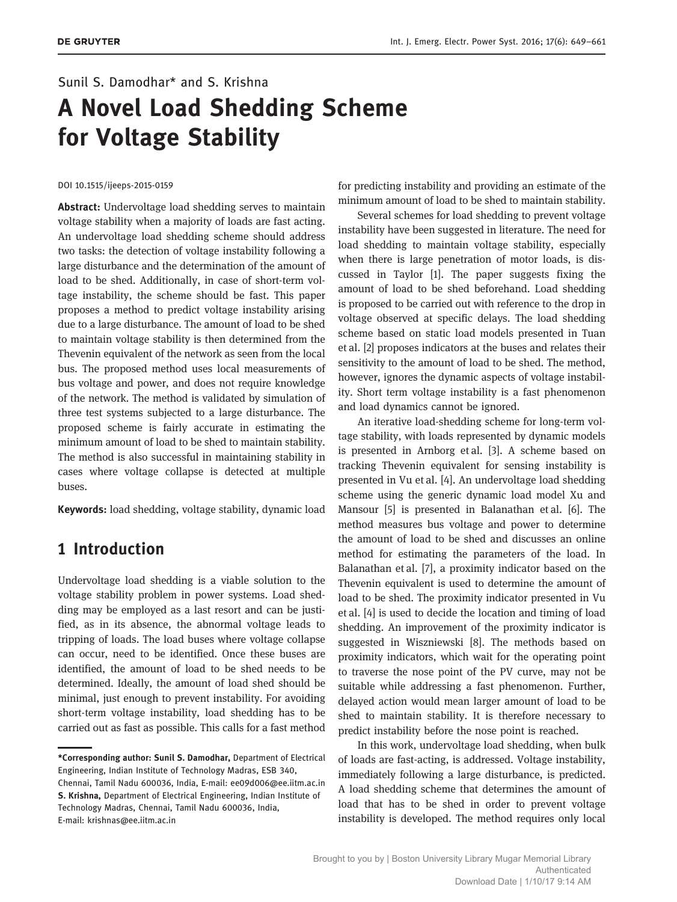Sunil S. Damodhar* and S. Krishna

# A Novel Load Shedding Scheme for Voltage Stability

DOI 10.1515/ijeeps-2015-0159

**Abstract:** Undervoltage load shedding serves to maintain voltage stability when a majority of loads are fast acting. An undervoltage load shedding scheme should address two tasks: the detection of voltage instability following a large disturbance and the determination of the amount of load to be shed. Additionally, in case of short-term voltage instability, the scheme should be fast. This paper proposes a method to predict voltage instability arising due to a large disturbance. The amount of load to be shed to maintain voltage stability is then determined from the Thevenin equivalent of the network as seen from the local bus. The proposed method uses local measurements of bus voltage and power, and does not require knowledge of the network. The method is validated by simulation of three test systems subjected to a large disturbance. The proposed scheme is fairly accurate in estimating the minimum amount of load to be shed to maintain stability. The method is also successful in maintaining stability in cases where voltage collapse is detected at multiple buses.

**Keywords:** load shedding, voltage stability, dynamic load

## 1 Introduction

Undervoltage load shedding is a viable solution to the voltage stability problem in power systems. Load shedding may be employed as a last resort and can be justified, as in its absence, the abnormal voltage leads to tripping of loads. The load buses where voltage collapse can occur, need to be identified. Once these buses are identified, the amount of load to be shed needs to be determined. Ideally, the amount of load shed should be minimal, just enough to prevent instability. For avoiding short-term voltage instability, load shedding has to be carried out as fast as possible. This calls for a fast method for predicting instability and providing an estimate of the minimum amount of load to be shed to maintain stability.

Several schemes for load shedding to prevent voltage instability have been suggested in literature. The need for load shedding to maintain voltage stability, especially when there is large penetration of motor loads, is discussed in Taylor [1]. The paper suggests fixing the amount of load to be shed beforehand. Load shedding is proposed to be carried out with reference to the drop in voltage observed at specific delays. The load shedding scheme based on static load models presented in Tuan et al. [2] proposes indicators at the buses and relates their sensitivity to the amount of load to be shed. The method, however, ignores the dynamic aspects of voltage instability. Short term voltage instability is a fast phenomenon and load dynamics cannot be ignored.

An iterative load-shedding scheme for long-term voltage stability, with loads represented by dynamic models is presented in Arnborg et al. [3]. A scheme based on tracking Thevenin equivalent for sensing instability is presented in Vu et al. [4]. An undervoltage load shedding scheme using the generic dynamic load model Xu and Mansour [5] is presented in Balanathan et al. [6]. The method measures bus voltage and power to determine the amount of load to be shed and discusses an online method for estimating the parameters of the load. In Balanathan et al. [7], a proximity indicator based on the Thevenin equivalent is used to determine the amount of load to be shed. The proximity indicator presented in Vu et al. [4] is used to decide the location and timing of load shedding. An improvement of the proximity indicator is suggested in Wiszniewski [8]. The methods based on proximity indicators, which wait for the operating point to traverse the nose point of the PV curve, may not be suitable while addressing a fast phenomenon. Further, delayed action would mean larger amount of load to be shed to maintain stability. It is therefore necessary to predict instability before the nose point is reached.

In this work, undervoltage load shedding, when bulk of loads are fast-acting, is addressed. Voltage instability, immediately following a large disturbance, is predicted. A load shedding scheme that determines the amount of load that has to be shed in order to prevent voltage instability is developed. The method requires only local

**\*Corresponding author: Sunil S. Damodhar,** Department of Electrical Engineering, Indian Institute of Technology Madras, ESB 340, Chennai, Tamil Nadu 600036, India, E-mail: ee09d006@ee.iitm.ac.in
**S. Krishna,** Department of Electrical Engineering, Indian Institute of Technology Madras, Chennai, Tamil Nadu 600036, India, E-mail: krishnas@ee.iitm.ac.in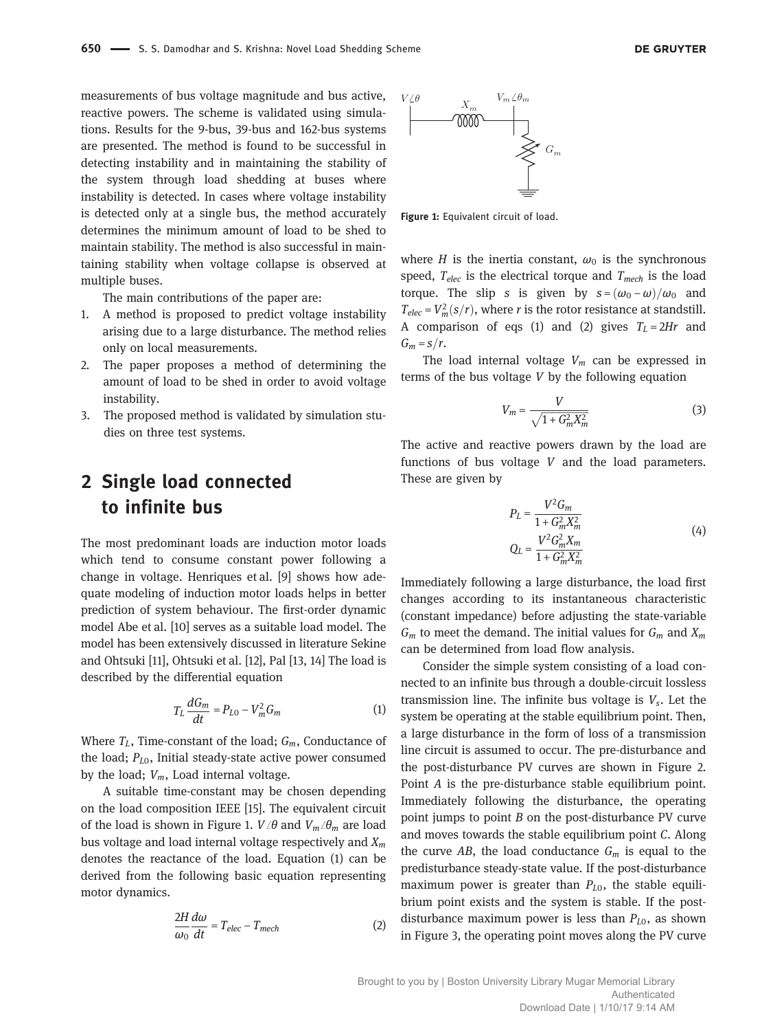measurements of bus voltage magnitude and bus active, reactive powers. The scheme is validated using simulations. Results for the 9-bus, 39-bus and 162-bus systems are presented. The method is found to be successful in detecting instability and in maintaining the stability of the system through load shedding at buses where instability is detected. In cases where voltage instability is detected only at a single bus, the method accurately determines the minimum amount of load to be shed to maintain stability. The method is also successful in maintaining stability when voltage collapse is observed at multiple buses.

The main contributions of the paper are:

1. A method is proposed to predict voltage instability arising due to a large disturbance. The method relies only on local measurements.
2. The paper proposes a method of determining the amount of load to be shed in order to avoid voltage instability.
3. The proposed method is validated by simulation studies on three test systems.

## 2 Single load connected to infinite bus

The most predominant loads are induction motor loads which tend to consume constant power following a change in voltage. Henriques et al. [9] shows how adequate modeling of induction motor loads helps in better prediction of system behaviour. The first-order dynamic model Abe et al. [10] serves as a suitable load model. The model has been extensively discussed in literature Sekine and Ohtsuki [11], Ohtsuki et al. [12], Pal [13, 14] The load is described by the differential equation

$$T_L \frac{dG_m}{dt} = P_{L0} - V_m^2 G_m \tag{1}$$

Where $T_L$, Time-constant of the load; $G_m$, Conductance of the load; $P_{L0}$, Initial steady-state active power consumed by the load; $V_m$, Load internal voltage.

A suitable time-constant may be chosen depending on the load composition IEEE [15]. The equivalent circuit of the load is shown in Figure 1. $V\angle\theta$ and $V_m\angle\theta_m$ are load bus voltage and load internal voltage respectively and $X_m$ denotes the reactance of the load. Equation (1) can be derived from the following basic equation representing motor dynamics.

$$\frac{2H}{\omega_0}\frac{d\omega}{dt} = T_{elec} - T_{mech} \tag{2}$$

Figure 1: Equivalent circuit of load.

where $H$ is the inertia constant, $\omega_0$ is the synchronous speed, $T_{elec}$ is the electrical torque and $T_{mech}$ is the load torque. The slip $s$ is given by $s = (\omega_0 - \omega)/\omega_0$ and $T_{elec} = V_m^2(s/r)$, where $r$ is the rotor resistance at standstill. A comparison of eqs (1) and (2) gives $T_L = 2Hr$ and $G_m = s/r$.

The load internal voltage $V_m$ can be expressed in terms of the bus voltage $V$ by the following equation

$$V_m = \frac{V}{\sqrt{1 + G_m^2 X_m^2}} \tag{3}$$

The active and reactive powers drawn by the load are functions of bus voltage $V$ and the load parameters. These are given by

$$P_L = \frac{V^2 G_m}{1 + G_m^2 X_m^2}$$
$$Q_L = \frac{V^2 G_m^2 X_m}{1 + G_m^2 X_m^2} \tag{4}$$

Immediately following a large disturbance, the load first changes according to its instantaneous characteristic (constant impedance) before adjusting the state-variable $G_m$ to meet the demand. The initial values for $G_m$ and $X_m$ can be determined from load flow analysis.

Consider the simple system consisting of a load connected to an infinite bus through a double-circuit lossless transmission line. The infinite bus voltage is $V_s$. Let the system be operating at the stable equilibrium point. Then, a large disturbance in the form of loss of a transmission line circuit is assumed to occur. The pre-disturbance and the post-disturbance PV curves are shown in Figure 2. Point $A$ is the pre-disturbance stable equilibrium point. Immediately following the disturbance, the operating point jumps to point $B$ on the post-disturbance PV curve and moves towards the stable equilibrium point $C$. Along the curve $AB$, the load conductance $G_m$ is equal to the predisturbance steady-state value. If the post-disturbance maximum power is greater than $P_{L0}$, the stable equilibrium point exists and the system is stable. If the post-disturbance maximum power is less than $P_{L0}$, as shown in Figure 3, the operating point moves along the PV curve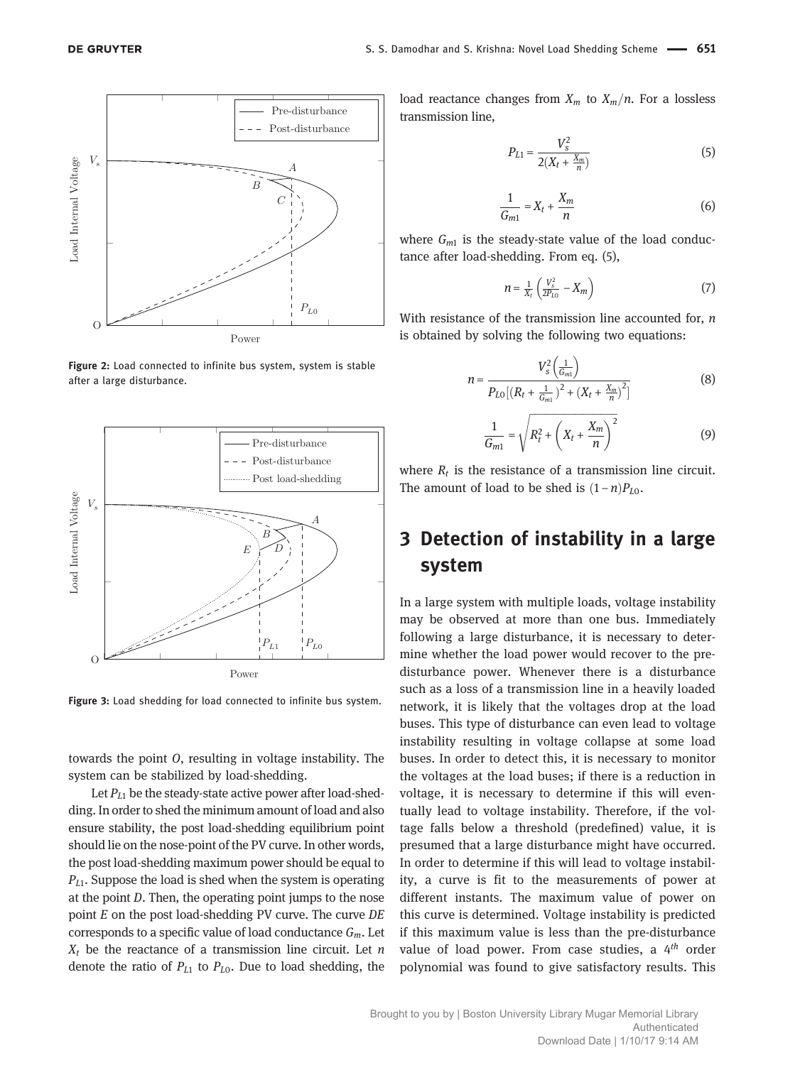Figure 2: Load connected to infinite bus system, system is stable after a large disturbance.

Figure 3: Load shedding for load connected to infinite bus system.

towards the point $O$, resulting in voltage instability. The system can be stabilized by load-shedding.

Let $P_{L1}$ be the steady-state active power after load-shedding. In order to shed the minimum amount of load and also ensure stability, the post load-shedding equilibrium point should lie on the nose-point of the PV curve. In other words, the post load-shedding maximum power should be equal to $P_{L1}$. Suppose the load is shed when the system is operating at the point $D$. Then, the operating point jumps to the nose point $E$ on the post load-shedding PV curve. The curve $DE$ corresponds to a specific value of load conductance $G_m$. Let $X_t$ be the reactance of a transmission line circuit. Let $n$ denote the ratio of $P_{L1}$ to $P_{L0}$. Due to load shedding, the load reactance changes from $X_m$ to $X_m/n$. For a lossless transmission line,

$$P_{L1} = \frac{V_s^2}{2(X_t + \frac{X_m}{n})} \tag{5}$$

$$\frac{1}{G_{m1}} = X_t + \frac{X_m}{n} \tag{6}$$

where $G_{m1}$ is the steady-state value of the load conductance after load-shedding. From eq. (5),

$$n = \frac{1}{X_t}\left(\frac{V_s^2}{2P_{L0}} - X_m\right) \tag{7}$$

With resistance of the transmission line accounted for, $n$ is obtained by solving the following two equations:

$$n = \frac{V_s^2\left(\frac{1}{G_{m1}}\right)}{P_{L0}\left[\left(R_t + \frac{1}{G_{m1}}\right)^2 + \left(X_t + \frac{X_m}{n}\right)^2\right]} \tag{8}$$

$$\frac{1}{G_{m1}} = \sqrt{R_t^2 + \left(X_t + \frac{X_m}{n}\right)^2} \tag{9}$$

where $R_t$ is the resistance of a transmission line circuit. The amount of load to be shed is $(1-n)P_{L0}$.

## 3 Detection of instability in a large system

In a large system with multiple loads, voltage instability may be observed at more than one bus. Immediately following a large disturbance, it is necessary to determine whether the load power would recover to the pre-disturbance power. Whenever there is a disturbance such as a loss of a transmission line in a heavily loaded network, it is likely that the voltages drop at the load buses. This type of disturbance can even lead to voltage instability resulting in voltage collapse at some load buses. In order to detect this, it is necessary to monitor the voltages at the load buses; if there is a reduction in voltage, it is necessary to determine if this will eventually lead to voltage instability. Therefore, if the voltage falls below a threshold (predefined) value, it is presumed that a large disturbance might have occurred. In order to determine if this will lead to voltage instability, a curve is fit to the measurements of power at different instants. The maximum value of power on this curve is determined. Voltage instability is predicted if this maximum value is less than the pre-disturbance value of load power. From case studies, a $4^{th}$ order polynomial was found to give satisfactory results. This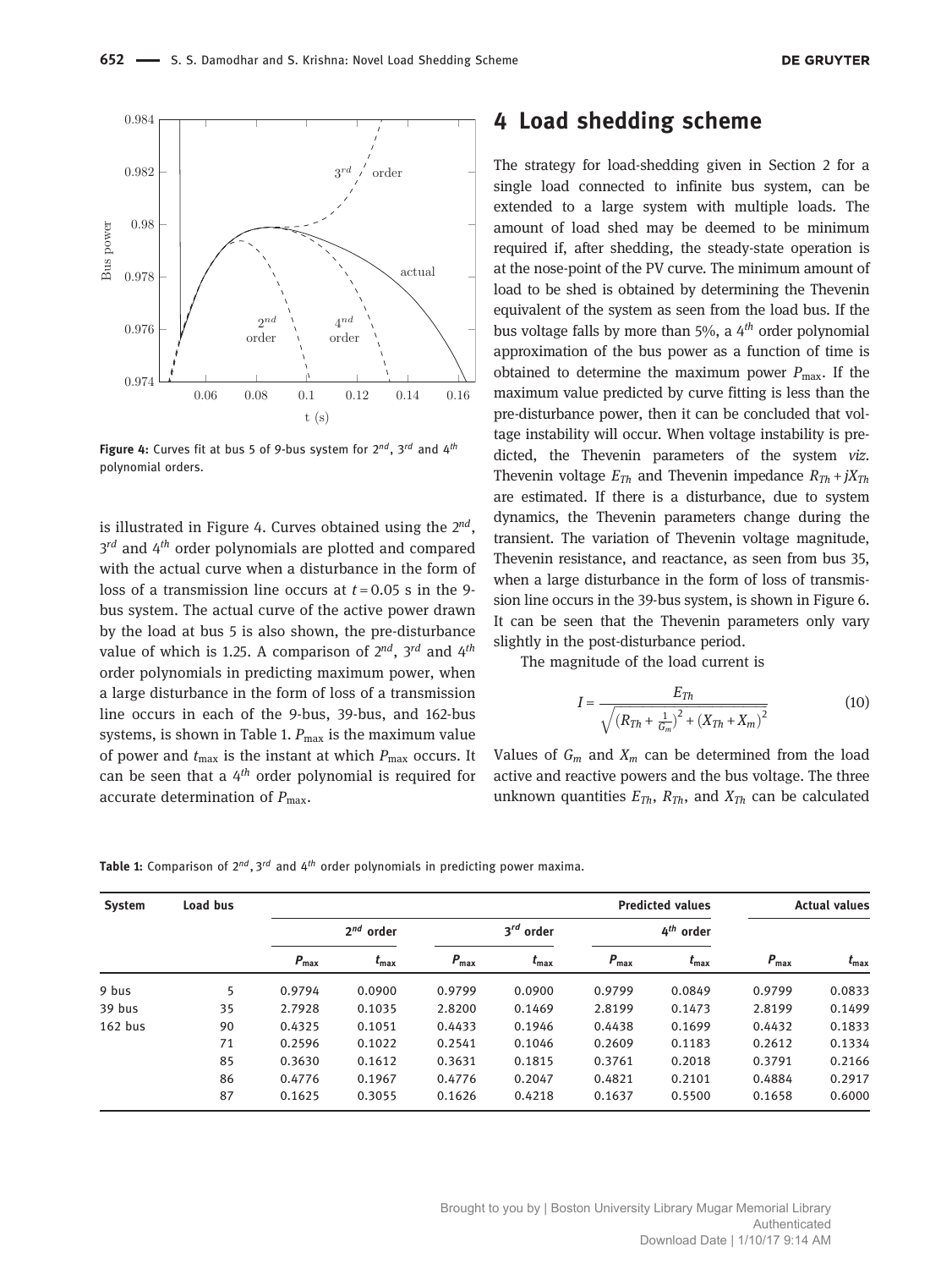Figure 4: Curves fit at bus 5 of 9-bus system for $2^{nd}$, $3^{rd}$ and $4^{th}$ polynomial orders.

is illustrated in Figure 4. Curves obtained using the $2^{nd}$, $3^{rd}$ and $4^{th}$ order polynomials are plotted and compared with the actual curve when a disturbance in the form of loss of a transmission line occurs at $t = 0.05$ s in the 9-bus system. The actual curve of the active power drawn by the load at bus 5 is also shown, the pre-disturbance value of which is 1.25. A comparison of $2^{nd}$, $3^{rd}$ and $4^{th}$ order polynomials in predicting maximum power, when a large disturbance in the form of loss of a transmission line occurs in each of the 9-bus, 39-bus, and 162-bus systems, is shown in Table 1. $P_{\max}$ is the maximum value of power and $t_{\max}$ is the instant at which $P_{\max}$ occurs. It can be seen that a $4^{th}$ order polynomial is required for accurate determination of $P_{\max}$.

# 4 Load shedding scheme

The strategy for load-shedding given in Section 2 for a single load connected to infinite bus system, can be extended to a large system with multiple loads. The amount of load shed may be deemed to be minimum required if, after shedding, the steady-state operation is at the nose-point of the PV curve. The minimum amount of load to be shed is obtained by determining the Thevenin equivalent of the system as seen from the load bus. If the bus voltage falls by more than 5%, a $4^{th}$ order polynomial approximation of the bus power as a function of time is obtained to determine the maximum power $P_{\max}$. If the maximum value predicted by curve fitting is less than the pre-disturbance power, then it can be concluded that voltage instability will occur. When voltage instability is predicted, the Thevenin parameters of the system *viz.* Thevenin voltage $E_{Th}$ and Thevenin impedance $R_{Th} + jX_{Th}$ are estimated. If there is a disturbance, due to system dynamics, the Thevenin parameters change during the transient. The variation of Thevenin voltage magnitude, Thevenin resistance, and reactance, as seen from bus 35, when a large disturbance in the form of loss of transmission line occurs in the 39-bus system, is shown in Figure 6. It can be seen that the Thevenin parameters only vary slightly in the post-disturbance period.

The magnitude of the load current is

$$I = \frac{E_{Th}}{\sqrt{\left(R_{Th} + \frac{1}{G_m}\right)^2 + \left(X_{Th} + X_m\right)^2}} \tag{10}$$

Values of $G_m$ and $X_m$ can be determined from the load active and reactive powers and the bus voltage. The three unknown quantities $E_{Th}$, $R_{Th}$, and $X_{Th}$ can be calculated

**Table 1:** Comparison of $2^{nd}$, $3^{rd}$ and $4^{th}$ order polynomials in predicting power maxima.

| System | Load bus | Predicted values | | | | | | Actual values | |
|---|---|---|---|---|---|---|---|---|---|
| | | $2^{nd}$ order | | $3^{rd}$ order | | $4^{th}$ order | | | |
| | | $P_{\max}$ | $t_{\max}$ | $P_{\max}$ | $t_{\max}$ | $P_{\max}$ | $t_{\max}$ | $P_{\max}$ | $t_{\max}$ |
| 9 bus | 5 | 0.9794 | 0.0900 | 0.9799 | 0.0900 | 0.9799 | 0.0849 | 0.9799 | 0.0833 |
| 39 bus | 35 | 2.7928 | 0.1035 | 2.8200 | 0.1469 | 2.8199 | 0.1473 | 2.8199 | 0.1499 |
| 162 bus | 90 | 0.4325 | 0.1051 | 0.4433 | 0.1946 | 0.4438 | 0.1699 | 0.4432 | 0.1833 |
| | 71 | 0.2596 | 0.1022 | 0.2541 | 0.1046 | 0.2609 | 0.1183 | 0.2612 | 0.1334 |
| | 85 | 0.3630 | 0.1612 | 0.3631 | 0.1815 | 0.3761 | 0.2018 | 0.3791 | 0.2166 |
| | 86 | 0.4776 | 0.1967 | 0.4776 | 0.2047 | 0.4821 | 0.2101 | 0.4884 | 0.2917 |
| | 87 | 0.1625 | 0.3055 | 0.1626 | 0.4218 | 0.1637 | 0.5500 | 0.1658 | 0.6000 |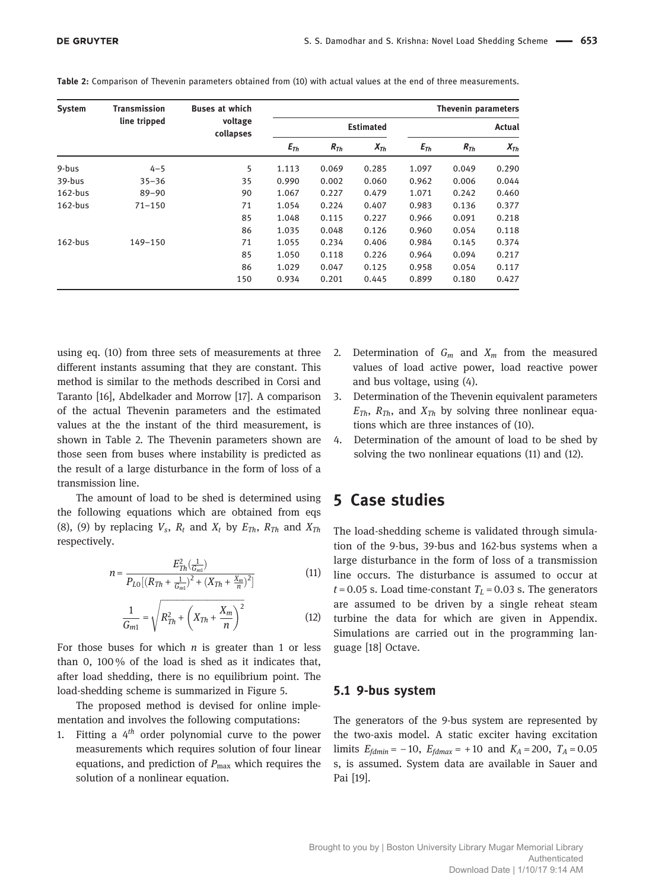**Table 2:** Comparison of Thevenin parameters obtained from (10) with actual values at the end of three measurements.

| System | Transmission line tripped | Buses at which voltage collapses | Thevenin parameters | | | | | |
|---|---|---|---|---|---|---|---|---|
| | | | Estimated | | | Actual | | |
| | | | $E_{Th}$ | $R_{Th}$ | $X_{Th}$ | $E_{Th}$ | $R_{Th}$ | $X_{Th}$ |
| 9-bus | 4–5 | 5 | 1.113 | 0.069 | 0.285 | 1.097 | 0.049 | 0.290 |
| 39-bus | 35–36 | 35 | 0.990 | 0.002 | 0.060 | 0.962 | 0.006 | 0.044 |
| 162-bus | 89–90 | 90 | 1.067 | 0.227 | 0.479 | 1.071 | 0.242 | 0.460 |
| 162-bus | 71–150 | 71 | 1.054 | 0.224 | 0.407 | 0.983 | 0.136 | 0.377 |
| | | 85 | 1.048 | 0.115 | 0.227 | 0.966 | 0.091 | 0.218 |
| | | 86 | 1.035 | 0.048 | 0.126 | 0.960 | 0.054 | 0.118 |
| 162-bus | 149–150 | 71 | 1.055 | 0.234 | 0.406 | 0.984 | 0.145 | 0.374 |
| | | 85 | 1.050 | 0.118 | 0.226 | 0.964 | 0.094 | 0.217 |
| | | 86 | 1.029 | 0.047 | 0.125 | 0.958 | 0.054 | 0.117 |
| | | 150 | 0.934 | 0.201 | 0.445 | 0.899 | 0.180 | 0.427 |

using eq. (10) from three sets of measurements at three different instants assuming that they are constant. This method is similar to the methods described in Corsi and Taranto [16], Abdelkader and Morrow [17]. A comparison of the actual Thevenin parameters and the estimated values at the the instant of the third measurement, is shown in Table 2. The Thevenin parameters shown are those seen from buses where instability is predicted as the result of a large disturbance in the form of loss of a transmission line.

The amount of load to be shed is determined using the following equations which are obtained from eqs (8), (9) by replacing $V_s$, $R_t$ and $X_t$ by $E_{Th}$, $R_{Th}$ and $X_{Th}$ respectively.

$$n = \frac{E_{Th}^2\left(\frac{1}{G_{m1}}\right)}{P_{L0}\left[\left(R_{Th} + \frac{1}{G_{m1}}\right)^2 + \left(X_{Th} + \frac{X_m}{n}\right)^2\right]} \tag{11}$$

$$\frac{1}{G_{m1}} = \sqrt{R_{Th}^2 + \left(X_{Th} + \frac{X_m}{n}\right)^2} \tag{12}$$

For those buses for which $n$ is greater than 1 or less than 0, 100 % of the load is shed as it indicates that, after load shedding, there is no equilibrium point. The load-shedding scheme is summarized in Figure 5.

The proposed method is devised for online implementation and involves the following computations:

1. Fitting a $4^{th}$ order polynomial curve to the power measurements which requires solution of four linear equations, and prediction of $P_{\max}$ which requires the solution of a nonlinear equation.
2. Determination of $G_m$ and $X_m$ from the measured values of load active power, load reactive power and bus voltage, using (4).
3. Determination of the Thevenin equivalent parameters $E_{Th}$, $R_{Th}$, and $X_{Th}$ by solving three nonlinear equations which are three instances of (10).
4. Determination of the amount of load to be shed by solving the two nonlinear equations (11) and (12).

## 5 Case studies

The load-shedding scheme is validated through simulation of the 9-bus, 39-bus and 162-bus systems when a large disturbance in the form of loss of a transmission line occurs. The disturbance is assumed to occur at $t = 0.05$ s. Load time-constant $T_L = 0.03$ s. The generators are assumed to be driven by a single reheat steam turbine the data for which are given in Appendix. Simulations are carried out in the programming language [18] Octave.

### 5.1 9-bus system

The generators of the 9-bus system are represented by the two-axis model. A static exciter having excitation limits $E_{fdmin} = -10$, $E_{fdmax} = +10$ and $K_A = 200$, $T_A = 0.05$ s, is assumed. System data are available in Sauer and Pai [19].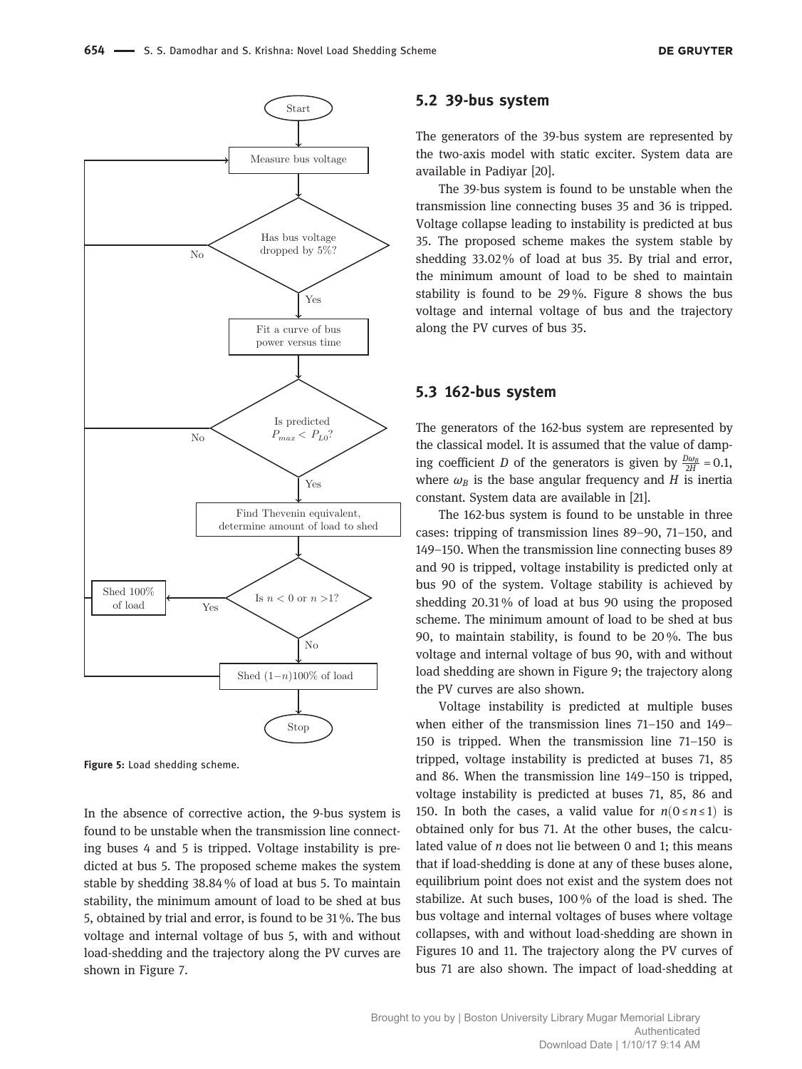Figure 5: Load shedding scheme.

In the absence of corrective action, the 9-bus system is found to be unstable when the transmission line connecting buses 4 and 5 is tripped. Voltage instability is predicted at bus 5. The proposed scheme makes the system stable by shedding 38.84 % of load at bus 5. To maintain stability, the minimum amount of load to be shed at bus 5, obtained by trial and error, is found to be 31 %. The bus voltage and internal voltage of bus 5, with and without load-shedding and the trajectory along the PV curves are shown in Figure 7.

## 5.2 39-bus system

The generators of the 39-bus system are represented by the two-axis model with static exciter. System data are available in Padiyar [20].

The 39-bus system is found to be unstable when the transmission line connecting buses 35 and 36 is tripped. Voltage collapse leading to instability is predicted at bus 35. The proposed scheme makes the system stable by shedding 33.02 % of load at bus 35. By trial and error, the minimum amount of load to be shed to maintain stability is found to be 29 %. Figure 8 shows the bus voltage and internal voltage of bus and the trajectory along the PV curves of bus 35.

## 5.3 162-bus system

The generators of the 162-bus system are represented by the classical model. It is assumed that the value of damping coefficient $D$ of the generators is given by $\frac{D\omega_B}{2H} = 0.1$, where $\omega_B$ is the base angular frequency and $H$ is inertia constant. System data are available in [21].

The 162-bus system is found to be unstable in three cases: tripping of transmission lines 89–90, 71–150, and 149–150. When the transmission line connecting buses 89 and 90 is tripped, voltage instability is predicted only at bus 90 of the system. Voltage stability is achieved by shedding 20.31 % of load at bus 90 using the proposed scheme. The minimum amount of load to be shed at bus 90, to maintain stability, is found to be 20 %. The bus voltage and internal voltage of bus 90, with and without load shedding are shown in Figure 9; the trajectory along the PV curves are also shown.

Voltage instability is predicted at multiple buses when either of the transmission lines 71–150 and 149–150 is tripped. When the transmission line 71–150 is tripped, voltage instability is predicted at buses 71, 85 and 86. When the transmission line 149–150 is tripped, voltage instability is predicted at buses 71, 85, 86 and 150. In both the cases, a valid value for $n (0 \leq n \leq 1)$ is obtained only for bus 71. At the other buses, the calculated value of $n$ does not lie between 0 and 1; this means that if load-shedding is done at any of these buses alone, equilibrium point does not exist and the system does not stabilize. At such buses, 100 % of the load is shed. The bus voltage and internal voltages of buses where voltage collapses, with and without load-shedding are shown in Figures 10 and 11. The trajectory along the PV curves of bus 71 are also shown. The impact of load-shedding at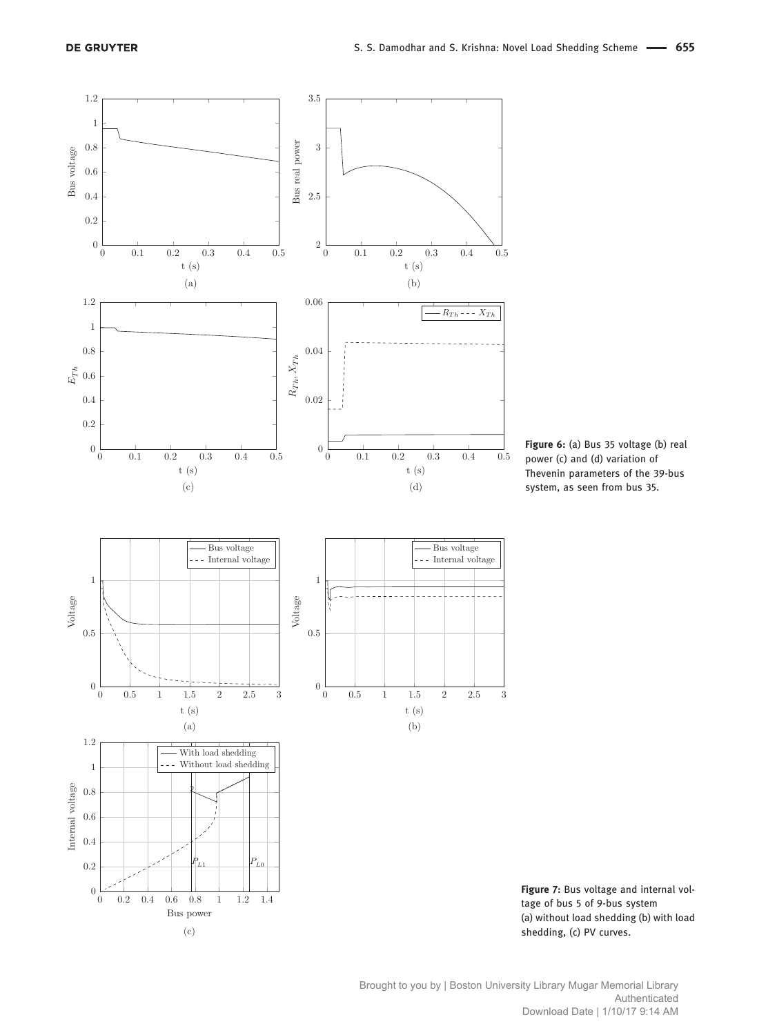**Figure 6:** (a) Bus 35 voltage (b) real power (c) and (d) variation of Thevenin parameters of the 39-bus system, as seen from bus 35.

**Figure 7:** Bus voltage and internal voltage of bus 5 of 9-bus system (a) without load shedding (b) with load shedding, (c) PV curves.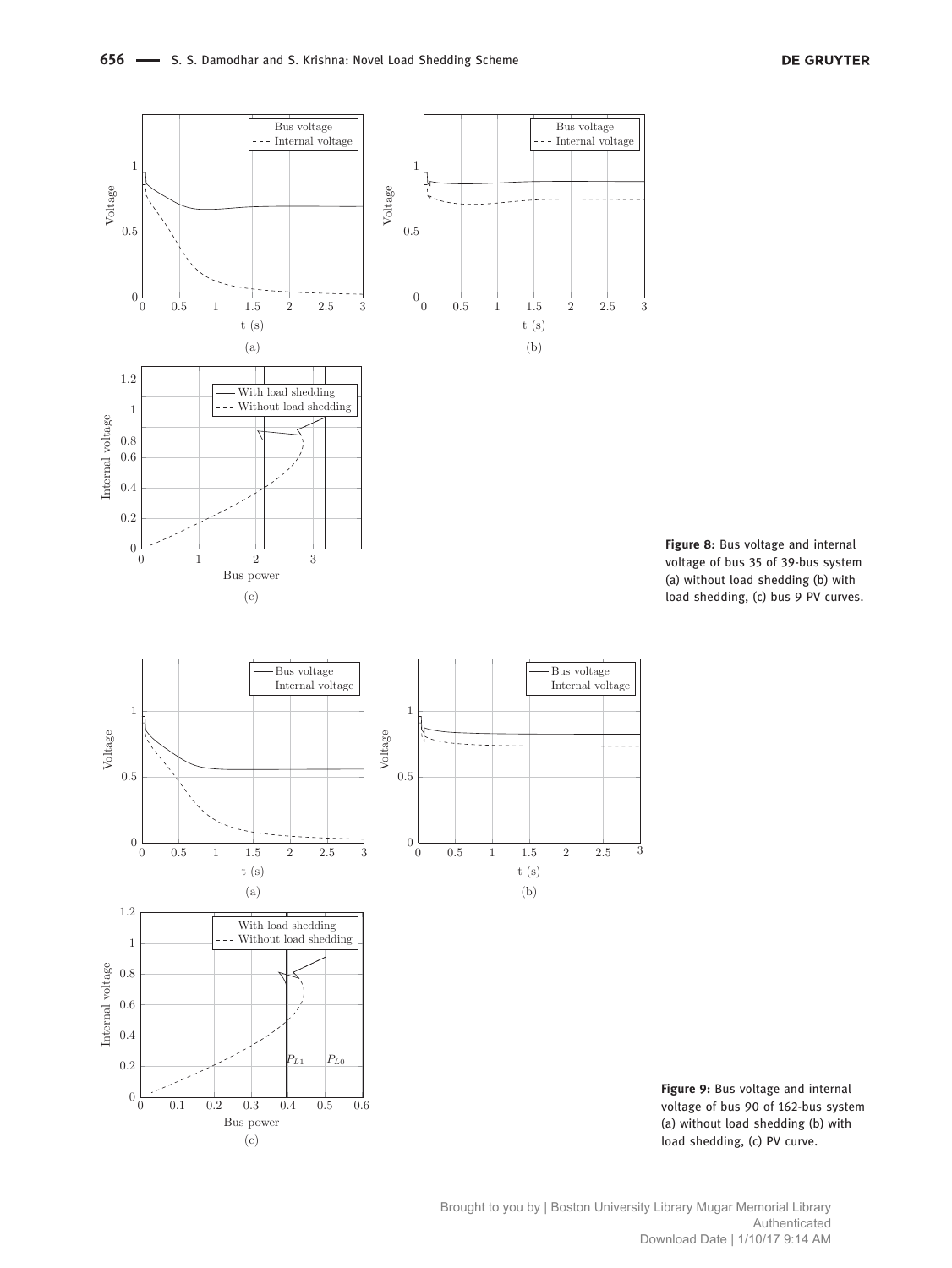**Figure 8:** Bus voltage and internal voltage of bus 35 of 39-bus system (a) without load shedding (b) with load shedding, (c) bus 9 PV curves.

**Figure 9:** Bus voltage and internal voltage of bus 90 of 162-bus system (a) without load shedding (b) with load shedding, (c) PV curve.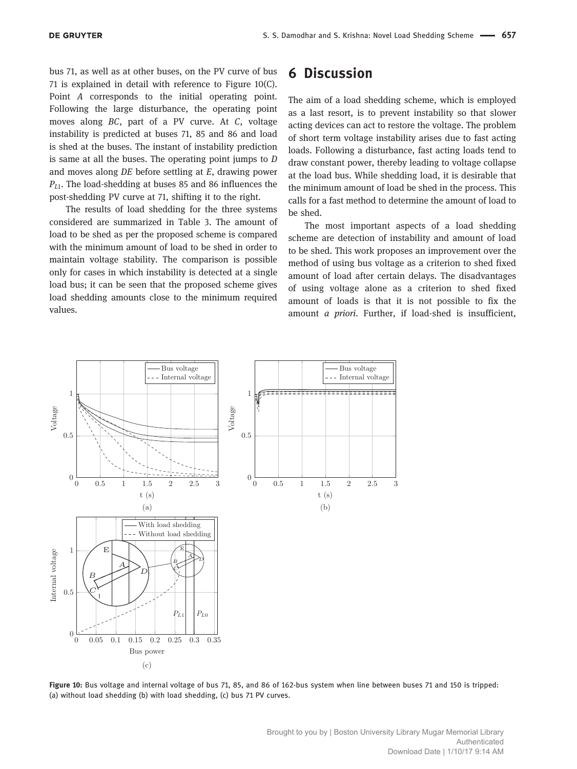bus 71, as well as at other buses, on the PV curve of bus 71 is explained in detail with reference to Figure 10(C). Point $A$ corresponds to the initial operating point. Following the large disturbance, the operating point moves along $BC$, part of a PV curve. At $C$, voltage instability is predicted at buses 71, 85 and 86 and load is shed at the buses. The instant of instability prediction is same at all the buses. The operating point jumps to $D$ and moves along $DE$ before settling at $E$, drawing power $P_{L1}$. The load-shedding at buses 85 and 86 influences the post-shedding PV curve at 71, shifting it to the right.

The results of load shedding for the three systems considered are summarized in Table 3. The amount of load to be shed as per the proposed scheme is compared with the minimum amount of load to be shed in order to maintain voltage stability. The comparison is possible only for cases in which instability is detected at a single load bus; it can be seen that the proposed scheme gives load shedding amounts close to the minimum required values.

## 6 Discussion

The aim of a load shedding scheme, which is employed as a last resort, is to prevent instability so that slower acting devices can act to restore the voltage. The problem of short term voltage instability arises due to fast acting loads. Following a disturbance, fast acting loads tend to draw constant power, thereby leading to voltage collapse at the load bus. While shedding load, it is desirable that the minimum amount of load be shed in the process. This calls for a fast method to determine the amount of load to be shed.

The most important aspects of a load shedding scheme are detection of instability and amount of load to be shed. This work proposes an improvement over the method of using bus voltage as a criterion to shed fixed amount of load after certain delays. The disadvantages of using voltage alone as a criterion to shed fixed amount of loads is that it is not possible to fix the amount *a priori*. Further, if load-shed is insufficient,

**Figure 10:** Bus voltage and internal voltage of bus 71, 85, and 86 of 162-bus system when line between buses 71 and 150 is tripped: (a) without load shedding (b) with load shedding, (c) bus 71 PV curves.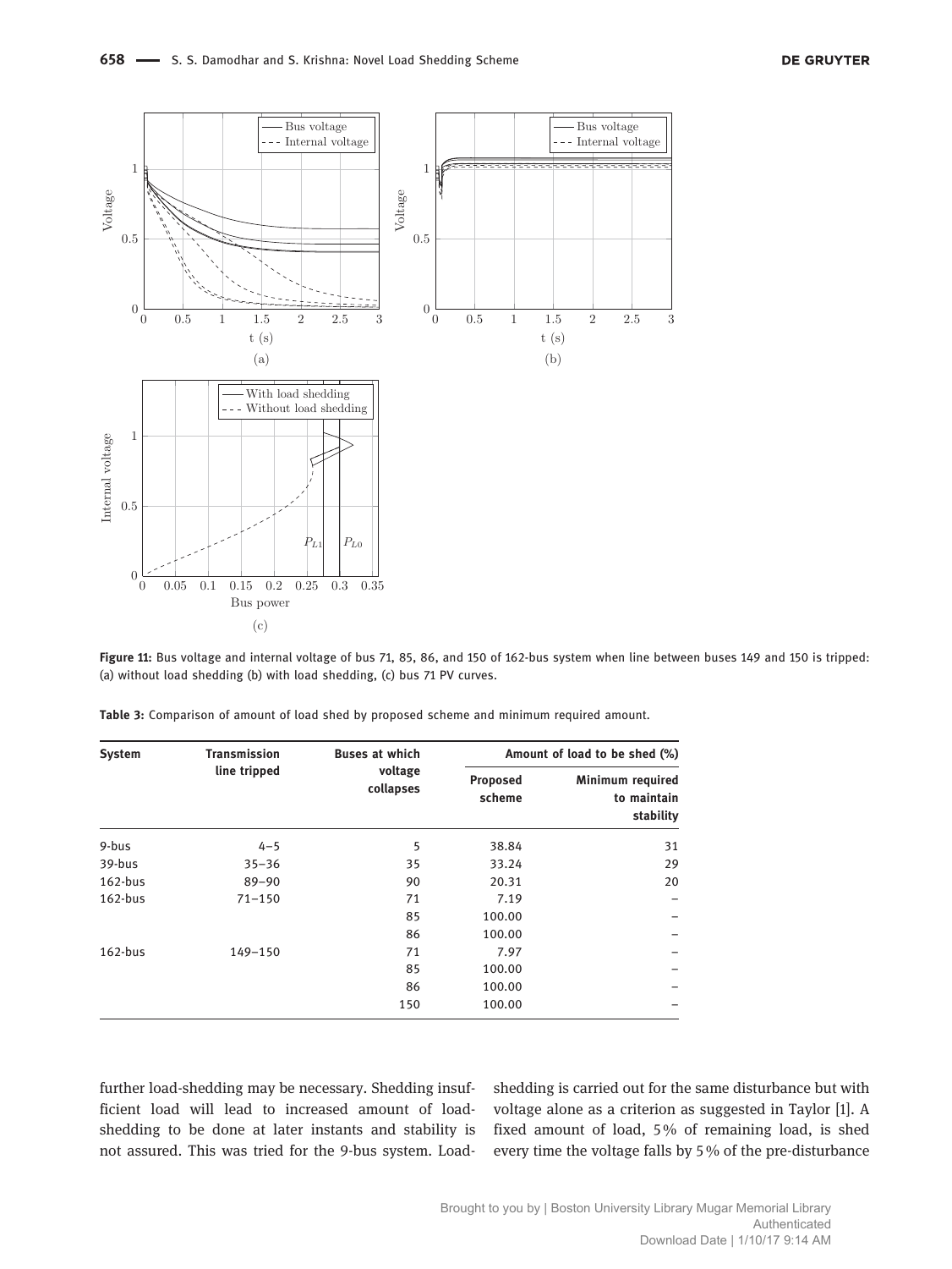**Figure 11:** Bus voltage and internal voltage of bus 71, 85, 86, and 150 of 162-bus system when line between buses 149 and 150 is tripped: (a) without load shedding (b) with load shedding, (c) bus 71 PV curves.

**Table 3:** Comparison of amount of load shed by proposed scheme and minimum required amount.

| System | Transmission line tripped | Buses at which voltage collapses | Amount of load to be shed (%) | |
|---|---|---|---|---|
| | | | Proposed scheme | Minimum required to maintain stability |
| 9-bus | 4–5 | 5 | 38.84 | 31 |
| 39-bus | 35–36 | 35 | 33.24 | 29 |
| 162-bus | 89–90 | 90 | 20.31 | 20 |
| 162-bus | 71–150 | 71 | 7.19 | – |
| | | 85 | 100.00 | – |
| | | 86 | 100.00 | – |
| 162-bus | 149–150 | 71 | 7.97 | – |
| | | 85 | 100.00 | – |
| | | 86 | 100.00 | – |
| | | 150 | 100.00 | – |

further load-shedding may be necessary. Shedding insufficient load will lead to increased amount of load-shedding to be done at later instants and stability is not assured. This was tried for the 9-bus system. Load-shedding is carried out for the same disturbance but with voltage alone as a criterion as suggested in Taylor [1]. A fixed amount of load, 5 % of remaining load, is shed every time the voltage falls by 5 % of the pre-disturbance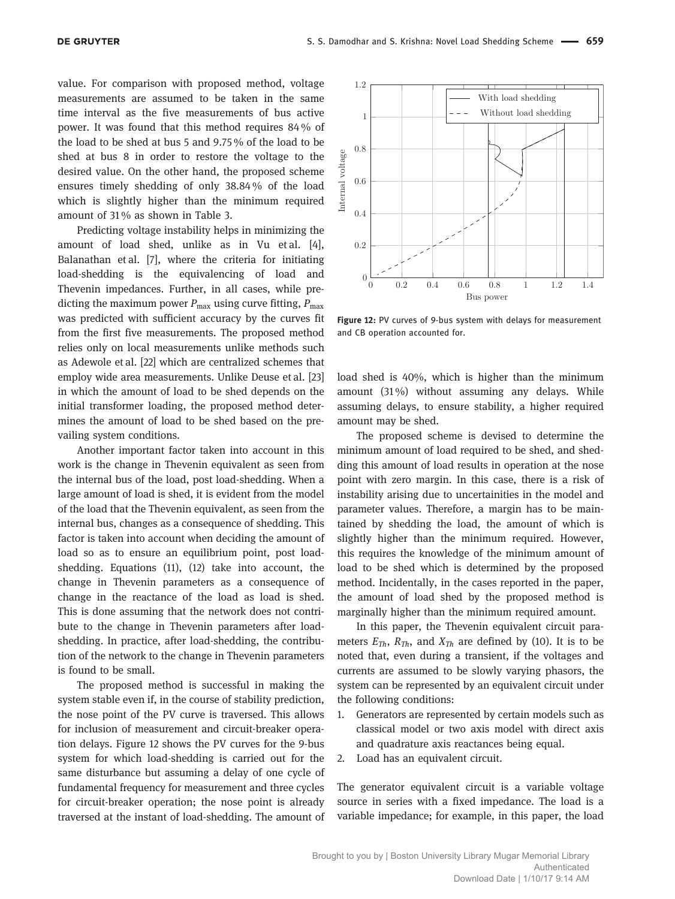value. For comparison with proposed method, voltage measurements are assumed to be taken in the same time interval as the five measurements of bus active power. It was found that this method requires 84 % of the load to be shed at bus 5 and 9.75 % of the load to be shed at bus 8 in order to restore the voltage to the desired value. On the other hand, the proposed scheme ensures timely shedding of only 38.84 % of the load which is slightly higher than the minimum required amount of 31 % as shown in Table 3.

Predicting voltage instability helps in minimizing the amount of load shed, unlike as in Vu et al. [4], Balanathan et al. [7], where the criteria for initiating load-shedding is the equivalencing of load and Thevenin impedances. Further, in all cases, while predicting the maximum power $P_{\max}$ using curve fitting, $P_{\max}$ was predicted with sufficient accuracy by the curves fit from the first five measurements. The proposed method relies only on local measurements unlike methods such as Adewole et al. [22] which are centralized schemes that employ wide area measurements. Unlike Deuse et al. [23] in which the amount of load to be shed depends on the initial transformer loading, the proposed method determines the amount of load to be shed based on the prevailing system conditions.

Another important factor taken into account in this work is the change in Thevenin equivalent as seen from the internal bus of the load, post load-shedding. When a large amount of load is shed, it is evident from the model of the load that the Thevenin equivalent, as seen from the internal bus, changes as a consequence of shedding. This factor is taken into account when deciding the amount of load so as to ensure an equilibrium point, post load-shedding. Equations (11), (12) take into account, the change in Thevenin parameters as a consequence of change in the reactance of the load as load is shed. This is done assuming that the network does not contribute to the change in Thevenin parameters after load-shedding. In practice, after load-shedding, the contribution of the network to the change in Thevenin parameters is found to be small.

The proposed method is successful in making the system stable even if, in the course of stability prediction, the nose point of the PV curve is traversed. This allows for inclusion of measurement and circuit-breaker operation delays. Figure 12 shows the PV curves for the 9-bus system for which load-shedding is carried out for the same disturbance but assuming a delay of one cycle of fundamental frequency for measurement and three cycles for circuit-breaker operation; the nose point is already traversed at the instant of load-shedding. The amount of load shed is 40%, which is higher than the minimum amount (31%) without assuming any delays. While assuming delays, to ensure stability, a higher required amount may be shed.

**Figure 12:** PV curves of 9-bus system with delays for measurement and CB operation accounted for.

The proposed scheme is devised to determine the minimum amount of load required to be shed, and shedding this amount of load results in operation at the nose point with zero margin. In this case, there is a risk of instability arising due to uncertainities in the model and parameter values. Therefore, a margin has to be maintained by shedding the load, the amount of which is slightly higher than the minimum required. However, this requires the knowledge of the minimum amount of load to be shed which is determined by the proposed method. Incidentally, in the cases reported in the paper, the amount of load shed by the proposed method is marginally higher than the minimum required amount.

In this paper, the Thevenin equivalent circuit parameters $E_{Th}$, $R_{Th}$, and $X_{Th}$ are defined by (10). It is to be noted that, even during a transient, if the voltages and currents are assumed to be slowly varying phasors, the system can be represented by an equivalent circuit under the following conditions:

1. Generators are represented by certain models such as classical model or two axis model with direct axis and quadrature axis reactances being equal.
2. Load has an equivalent circuit.

The generator equivalent circuit is a variable voltage source in series with a fixed impedance. The load is a variable impedance; for example, in this paper, the load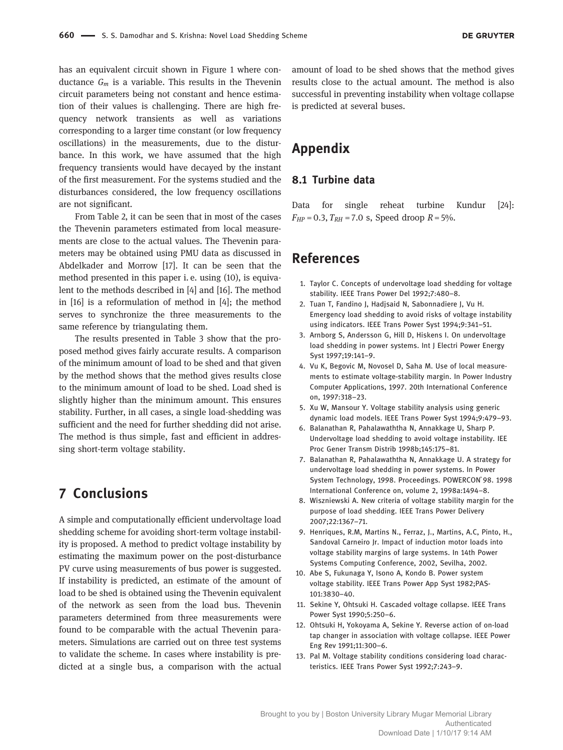has an equivalent circuit shown in Figure 1 where conductance $G_m$ is a variable. This results in the Thevenin circuit parameters being not constant and hence estimation of their values is challenging. There are high frequency network transients as well as variations corresponding to a larger time constant (or low frequency oscillations) in the measurements, due to the disturbance. In this work, we have assumed that the high frequency transients would have decayed by the instant of the first measurement. For the systems studied and the disturbances considered, the low frequency oscillations are not significant.

From Table 2, it can be seen that in most of the cases the Thevenin parameters estimated from local measurements are close to the actual values. The Thevenin parameters may be obtained using PMU data as discussed in Abdelkader and Morrow [17]. It can be seen that the method presented in this paper i. e. using (10), is equivalent to the methods described in [4] and [16]. The method in [16] is a reformulation of method in [4]; the method serves to synchronize the three measurements to the same reference by triangulating them.

The results presented in Table 3 show that the proposed method gives fairly accurate results. A comparison of the minimum amount of load to be shed and that given by the method shows that the method gives results close to the minimum amount of load to be shed. Load shed is slightly higher than the minimum amount. This ensures stability. Further, in all cases, a single load-shedding was sufficient and the need for further shedding did not arise. The method is thus simple, fast and efficient in addressing short-term voltage stability.

# 7 Conclusions

A simple and computationally efficient undervoltage load shedding scheme for avoiding short-term voltage instability is proposed. A method to predict voltage instability by estimating the maximum power on the post-disturbance PV curve using measurements of bus power is suggested. If instability is predicted, an estimate of the amount of load to be shed is obtained using the Thevenin equivalent of the network as seen from the load bus. Thevenin parameters determined from three measurements were found to be comparable with the actual Thevenin parameters. Simulations are carried out on three test systems to validate the scheme. In cases where instability is predicted at a single bus, a comparison with the actual amount of load to be shed shows that the method gives results close to the actual amount. The method is also successful in preventing instability when voltage collapse is predicted at several buses.

# Appendix

## 8.1 Turbine data

Data for single reheat turbine Kundur [24]: $F_{HP} = 0.3$, $T_{RH} = 7.0$ s, Speed droop $R = 5\%$.

# References

1. Taylor C. Concepts of undervoltage load shedding for voltage stability. IEEE Trans Power Del 1992;7:480–8.
2. Tuan T, Fandino J, Hadjsaid N, Sabonnadiere J, Vu H. Emergency load shedding to avoid risks of voltage instability using indicators. IEEE Trans Power Syst 1994;9:341–51.
3. Arnborg S, Andersson G, Hill D, Hiskens I. On undervoltage load shedding in power systems. Int J Electri Power Energy Syst 1997;19:141–9.
4. Vu K, Begovic M, Novosel D, Saha M. Use of local measurements to estimate voltage-stability margin. In Power Industry Computer Applications, 1997. 20th International Conference on, 1997:318–23.
5. Xu W, Mansour Y. Voltage stability analysis using generic dynamic load models. IEEE Trans Power Syst 1994;9:479–93.
6. Balanathan R, Pahalawaththa N, Annakkage U, Sharp P. Undervoltage load shedding to avoid voltage instability. IEE Proc Gener Transm Distrib 1998b;145:175–81.
7. Balanathan R, Pahalawaththa N, Annakkage U. A strategy for undervoltage load shedding in power systems. In Power System Technology, 1998. Proceedings. POWERCON'98. 1998 International Conference on, volume 2, 1998a:1494–8.
8. Wiszniewski A. New criteria of voltage stability margin for the purpose of load shedding. IEEE Trans Power Delivery 2007;22:1367–71.
9. Henriques, R.M, Martins N., Ferraz, J., Martins, A.C, Pinto, H., Sandoval Carneiro Jr. Impact of induction motor loads into voltage stability margins of large systems. In 14th Power Systems Computing Conference, 2002, Sevilha, 2002.
10. Abe S, Fukunaga Y, Isono A, Kondo B. Power system voltage stability. IEEE Trans Power App Syst 1982;PAS-101:3830–40.
11. Sekine Y, Ohtsuki H. Cascaded voltage collapse. IEEE Trans Power Syst 1990;5:250–6.
12. Ohtsuki H, Yokoyama A, Sekine Y. Reverse action of on-load tap changer in association with voltage collapse. IEEE Power Eng Rev 1991;11:300–6.
13. Pal M. Voltage stability conditions considering load characteristics. IEEE Trans Power Syst 1992;7:243–9.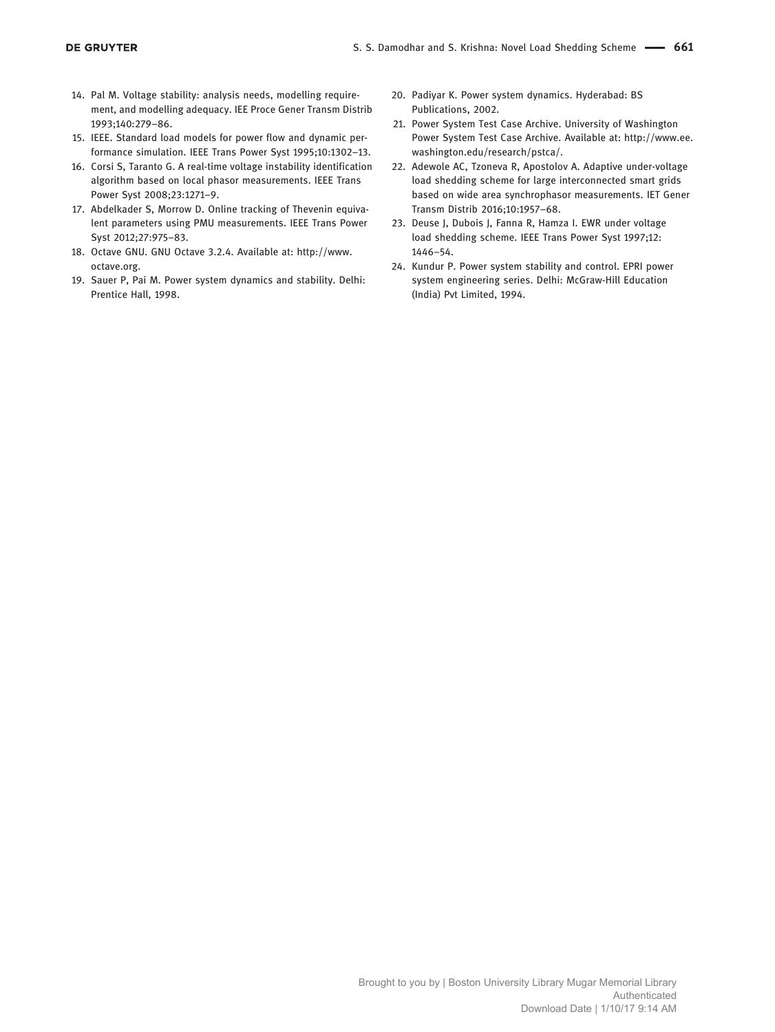14. Pal M. Voltage stability: analysis needs, modelling requirement, and modelling adequacy. IEE Proce Gener Transm Distrib 1993;140:279–86.
15. IEEE. Standard load models for power flow and dynamic performance simulation. IEEE Trans Power Syst 1995;10:1302–13.
16. Corsi S, Taranto G. A real-time voltage instability identification algorithm based on local phasor measurements. IEEE Trans Power Syst 2008;23:1271–9.
17. Abdelkader S, Morrow D. Online tracking of Thevenin equivalent parameters using PMU measurements. IEEE Trans Power Syst 2012;27:975–83.
18. Octave GNU. GNU Octave 3.2.4. Available at: http://www.octave.org.
19. Sauer P, Pai M. Power system dynamics and stability. Delhi: Prentice Hall, 1998.
20. Padiyar K. Power system dynamics. Hyderabad: BS Publications, 2002.
21. Power System Test Case Archive. University of Washington Power System Test Case Archive. Available at: http://www.ee.washington.edu/research/pstca/.
22. Adewole AC, Tzoneva R, Apostolov A. Adaptive under-voltage load shedding scheme for large interconnected smart grids based on wide area synchrophasor measurements. IET Gener Transm Distrib 2016;10:1957–68.
23. Deuse J, Dubois J, Fanna R, Hamza I. EWR under voltage load shedding scheme. IEEE Trans Power Syst 1997;12:1446–54.
24. Kundur P. Power system stability and control. EPRI power system engineering series. Delhi: McGraw-Hill Education (India) Pvt Limited, 1994.